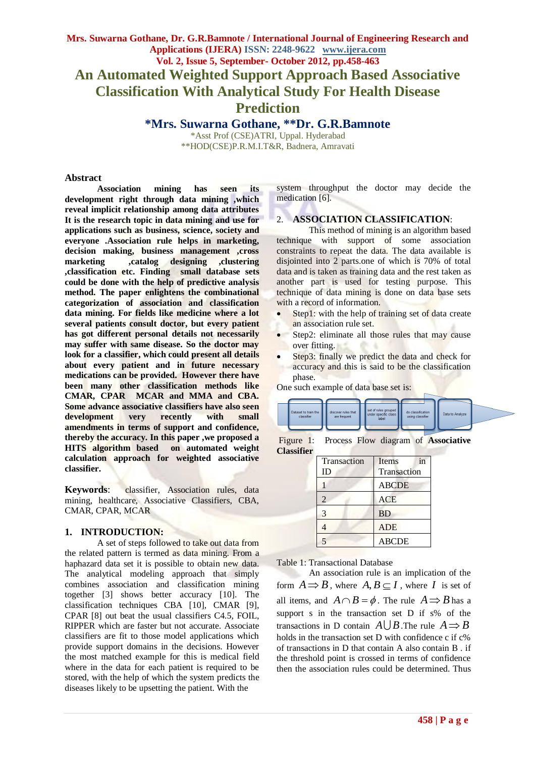# An Automated Weighted Support Approach Based Associative Classification With Analytical Study For Health Disease Prediction

**\*Mrs. Suwarna Gothane, \*\*Dr. G.R.Bamnote**

\*Asst Prof (CSE)ATRI, Uppal. Hyderabad
\*\*HOD(CSE)P.R.M.I.T&R, Badnera, Amravati

## Abstract

**Association mining has seen its development right through data mining ,which reveal implicit relationship among data attributes It is the research topic in data mining and use for applications such as business, science, society and everyone .Association rule helps in marketing, decision making, business management ,cross marketing ,catalog designing ,clustering ,classification etc. Finding small database sets could be done with the help of predictive analysis method. The paper enlightens the combinational categorization of association and classification data mining. For fields like medicine where a lot several patients consult doctor, but every patient has got different personal details not necessarily may suffer with same disease. So the doctor may look for a classifier, which could present all details about every patient and in future necessary medications can be provided. However there have been many other classification methods like CMAR, CPAR MCAR and MMA and CBA. Some advance associative classifiers have also seen development very recently with small amendments in terms of support and confidence, thereby the accuracy. In this paper ,we proposed a HITS algorithm based on automated weight calculation approach for weighted associative classifier.**

**Keywords**: classifier, Association rules, data mining, healthcare, Associative Classifiers, CBA, CMAR, CPAR, MCAR

## 1. INTRODUCTION:

A set of steps followed to take out data from the related pattern is termed as data mining. From a haphazard data set it is possible to obtain new data. The analytical modeling approach that simply combines association and classification mining together [3] shows better accuracy [10]. The classification techniques CBA [10], CMAR [9], CPAR [8] out beat the usual classifiers C4.5, FOIL, RIPPER which are faster but not accurate. Associate classifiers are fit to those model applications which provide support domains in the decisions. However the most matched example for this is medical field where in the data for each patient is required to be stored, with the help of which the system predicts the diseases likely to be upsetting the patient. With the system throughput the doctor may decide the medication [6].

## 2. ASSOCIATION CLASSIFICATION:

This method of mining is an algorithm based technique with support of some association constraints to repeat the data. The data available is disjointed into 2 parts.one of which is 70% of total data and is taken as training data and the rest taken as another part is used for testing purpose. This technique of data mining is done on data base sets with a record of information.

- Step1: with the help of training set of data create an association rule set.
- Step2: eliminate all those rules that may cause over fitting.
- Step3: finally we predict the data and check for accuracy and this is said to be the classification phase.

One such example of data base set is:

Dataset to train the classifier → discover rules that are frequent → set of rules grouped under specific class label → do classification using classifier → Data to Analyze

Figure 1: Process Flow diagram of **Associative Classifier**

| Transaction ID | Items in Transaction |
|---|---|
| 1 | ABCDE |
| 2 | ACE |
| 3 | BD |
| 4 | ADE |
| 5 | ABCDE |

Table 1: Transactional Database

An association rule is an implication of the form $A \Rightarrow B$, where $A, B \subseteq I$, where $I$ is set of all items, and $A \cap B = \phi$. The rule $A \Rightarrow B$ has a support s in the transaction set D if s% of the transactions in D contain $A \bigcup B$.The rule $A \Rightarrow B$ holds in the transaction set D with confidence c if c% of transactions in D that contain A also contain B . if the threshold point is crossed in terms of confidence then the association rules could be determined. Thus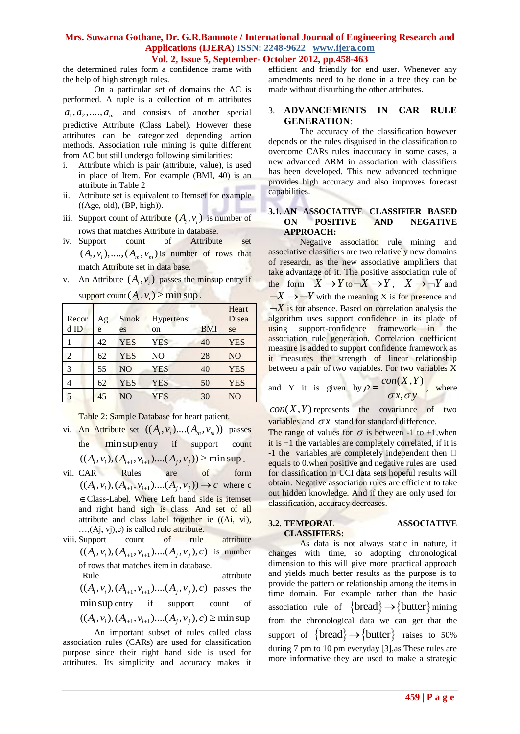the determined rules form a confidence frame with the help of high strength rules.

On a particular set of domains the AC is performed. A tuple is a collection of m attributes $a_1, a_2, ...., a_m$ and consists of another special predictive Attribute (Class Label). However these attributes can be categorized depending action methods. Association rule mining is quite different from AC but still undergo following similarities:

i. Attribute which is pair (attribute, value), is used in place of Item. For example (BMI, 40) is an attribute in Table 2
ii. Attribute set is equivalent to Itemset for example ((Age, old), (BP, high)).
iii. Support count of Attribute $(A_i, v_i)$ is number of rows that matches Attribute in database.
iv. Support count of Attribute set $(A_i, v_i), ...., (A_m, v_m)$ is number of rows that match Attribute set in data base.
v. An Attribute $(A_i, v_i)$ passes the minsup entry if support count $(A_i, v_i) \geq \min\sup$.

| Record ID | Age | Smokes | Hypertension | BMI | Heart Disease |
|---|---|---|---|---|---|
| 1 | 42 | YES | YES | 40 | YES |
| 2 | 62 | YES | NO | 28 | NO |
| 3 | 55 | NO | YES | 40 | YES |
| 4 | 62 | YES | YES | 50 | YES |
| 5 | 45 | NO | YES | 30 | NO |

Table 2: Sample Database for heart patient.

vi. An Attribute set $((A_i, v_i)....(A_m, v_m))$ passes the $\min\sup$ entry if support count $((A_i, v_i), (A_{i+1}, v_{i+1})....(A_j, v_j)) \geq \min\sup$.
vii. CAR Rules are of form $((A_i, v_i), (A_{i+1}, v_{i+1})....(A_j, v_j)) \rightarrow c$ where c $\in$ Class-Label. Where Left hand side is itemset and right hand sigh is class. And set of all attribute and class label together ie ((Ai, vi),…,(Aj, vj),c) is called rule attribute.
viii. Support count of rule attribute $((A_i, v_i), (A_{i+1}, v_{i+1})....(A_j, v_j), c)$ is number of rows that matches item in database.
Rule attribute $((A_i, v_i), (A_{i+1}, v_{i+1})....(A_j, v_j), c)$ passes the $\min\sup$ entry if support count of $((A_i, v_i), (A_{i+1}, v_{i+1})....(A_j, v_j), c) \geq \min\sup$

An important subset of rules called class association rules (CARs) are used for classification purpose since their right hand side is used for attributes. Its simplicity and accuracy makes it efficient and friendly for end user. Whenever any amendments need to be done in a tree they can be made without disturbing the other attributes.

## 3. ADVANCEMENTS IN CAR RULE GENERATION:

The accuracy of the classification however depends on the rules disguised in the classification.to overcome CARs rules inaccuracy in some cases, a new advanced ARM in association with classifiers has been developed. This new advanced technique provides high accuracy and also improves forecast capabilities.

### 3.1. AN ASSOCIATIVE CLASSIFIER BASED ON POSITIVE AND NEGATIVE APPROACH:

Negative association rule mining and associative classifiers are two relatively new domains of research, as the new associative amplifiers that take advantage of it. The positive association rule of the form $X \rightarrow Y$ to $\neg X \rightarrow Y$, $X \rightarrow \neg Y$ and $\neg X \rightarrow \neg Y$ with the meaning X is for presence and $\neg X$ is for absence. Based on correlation analysis the algorithm uses support confidence in its place of using support-confidence framework in the association rule generation. Correlation coefficient measure is added to support confidence framework as it measures the strength of linear relationship between a pair of two variables. For two variables X and Y it is given by $\rho = \dfrac{con(X,Y)}{\sigma x, \sigma y}$, where $con(X,Y)$ represents the covariance of two variables and $\sigma x$ stand for standard difference.

The range of values for $\sigma$ is between -1 to +1,when it is +1 the variables are completely correlated, if it is -1 the variables are completely independent then  equals to 0.when positive and negative rules are used for classification in UCI data sets hopeful results will obtain. Negative association rules are efficient to take out hidden knowledge. And if they are only used for classification, accuracy decreases.

### 3.2. TEMPORAL ASSOCIATIVE CLASSIFIERS:

As data is not always static in nature, it changes with time, so adopting chronological dimension to this will give more practical approach and yields much better results as the purpose is to provide the pattern or relationship among the items in time domain. For example rather than the basic association rule of $\{\text{bread}\} \rightarrow \{\text{butter}\}$ mining from the chronological data we can get that the support of $\{\text{bread}\} \rightarrow \{\text{butter}\}$ raises to 50% during 7 pm to 10 pm everyday [3],as These rules are more informative they are used to make a strategic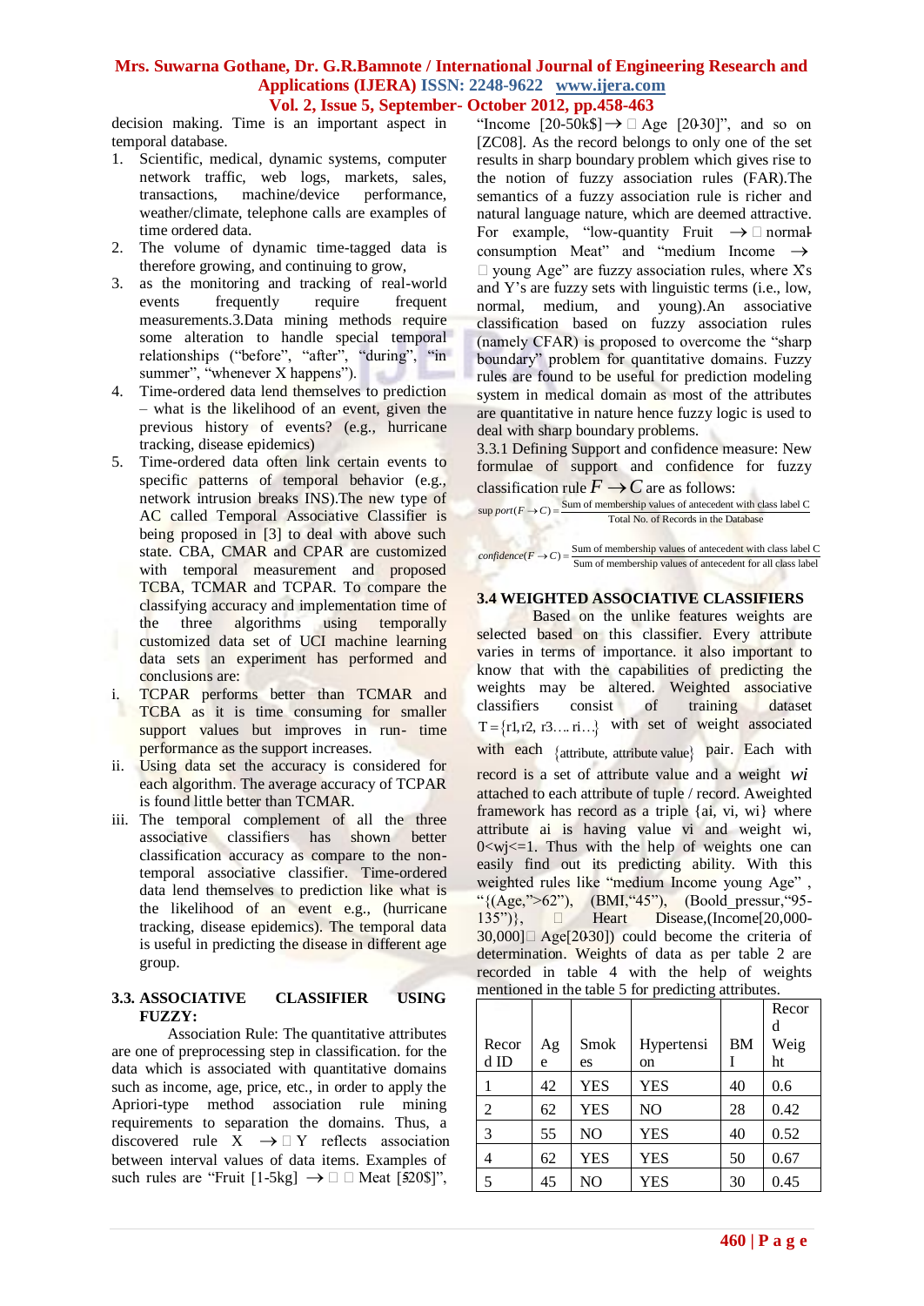decision making. Time is an important aspect in temporal database.

1. Scientific, medical, dynamic systems, computer network traffic, web logs, markets, sales, transactions, machine/device performance, weather/climate, telephone calls are examples of time ordered data.
2. The volume of dynamic time-tagged data is therefore growing, and continuing to grow,
3. as the monitoring and tracking of real-world events frequently require frequent measurements.3.Data mining methods require some alteration to handle special temporal relationships ("before", "after", "during", "in summer", "whenever X happens").
4. Time-ordered data lend themselves to prediction – what is the likelihood of an event, given the previous history of events? (e.g., hurricane tracking, disease epidemics)
5. Time-ordered data often link certain events to specific patterns of temporal behavior (e.g., network intrusion breaks INS).The new type of AC called Temporal Associative Classifier is being proposed in [3] to deal with above such state. CBA, CMAR and CPAR are customized with temporal measurement and proposed TCBA, TCMAR and TCPAR. To compare the classifying accuracy and implementation time of the three algorithms using temporally customized data set of UCI machine learning data sets an experiment has performed and conclusions are:

i. TCPAR performs better than TCMAR and TCBA as it is time consuming for smaller support values but improves in run- time performance as the support increases.
ii. Using data set the accuracy is considered for each algorithm. The average accuracy of TCPAR is found little better than TCMAR.
iii. The temporal complement of all the three associative classifiers has shown better classification accuracy as compare to the non-temporal associative classifier. Time-ordered data lend themselves to prediction like what is the likelihood of an event e.g., (hurricane tracking, disease epidemics). The temporal data is useful in predicting the disease in different age group.

### 3.3. ASSOCIATIVE CLASSIFIER USING FUZZY:

Association Rule: The quantitative attributes are one of preprocessing step in classification. for the data which is associated with quantitative domains such as income, age, price, etc., in order to apply the Apriori-type method association rule mining requirements to separation the domains. Thus, a discovered rule X → Y reflects association between interval values of data items. Examples of such rules are "Fruit [1-5kg] → Meat [520$]", "Income [20-50k$] → Age [20-30]", and so on [ZC08]. As the record belongs to only one of the set results in sharp boundary problem which gives rise to the notion of fuzzy association rules (FAR).The semantics of a fuzzy association rule is richer and natural language nature, which are deemed attractive. For example, "low-quantity Fruit → normal-consumption Meat" and "medium Income → young Age" are fuzzy association rules, where X's and Y's are fuzzy sets with linguistic terms (i.e., low, normal, medium, and young).An associative classification based on fuzzy association rules (namely CFAR) is proposed to overcome the "sharp boundary" problem for quantitative domains. Fuzzy rules are found to be useful for prediction modeling system in medical domain as most of the attributes are quantitative in nature hence fuzzy logic is used to deal with sharp boundary problems.

3.3.1 Defining Support and confidence measure: New formulae of support and confidence for fuzzy classification rule $F \rightarrow C$ are as follows:

$$\sup port(F \rightarrow C) = \frac{\text{Sum of membership values of antecedent with class label C}}{\text{Total No. of Records in the Database}}$$

$$confidence(F \rightarrow C) = \frac{\text{Sum of membership values of antecedent with class label C}}{\text{Sum of membership values of antecedent for all class label}}$$

### 3.4 WEIGHTED ASSOCIATIVE CLASSIFIERS

Based on the unlike features weights are selected based on this classifier. Every attribute varies in terms of importance. it also important to know that with the capabilities of predicting the weights may be altered. Weighted associative classifiers consist of training dataset $T = \{r1, r2, r3 \ldots ri \ldots\}$ with set of weight associated with each $\{\text{attribute, attribute value}\}$ pair. Each with record is a set of attribute value and a weight $wi$ attached to each attribute of tuple / record. Aweighted framework has record as a triple {ai, vi, wi} where attribute ai is having value vi and weight wi, 0<wj<=1. Thus with the help of weights one can easily find out its predicting ability. With this weighted rules like "medium Income young Age" , "{(Age,">62"), (BMI,"45"), (Boold_pressur,"95-135")}, → Heart Disease,(Income[20,000-30,000] → Age[20-30]) could become the criteria of determination. Weights of data as per table 2 are recorded in table 4 with the help of weights mentioned in the table 5 for predicting attributes.

| Record ID | Age | Smokes | Hypertension | BMI | Record Weight |
|---|---|---|---|---|---|
| 1 | 42 | YES | YES | 40 | 0.6 |
| 2 | 62 | YES | NO | 28 | 0.42 |
| 3 | 55 | NO | YES | 40 | 0.52 |
| 4 | 62 | YES | YES | 50 | 0.67 |
| 5 | 45 | NO | YES | 30 | 0.45 |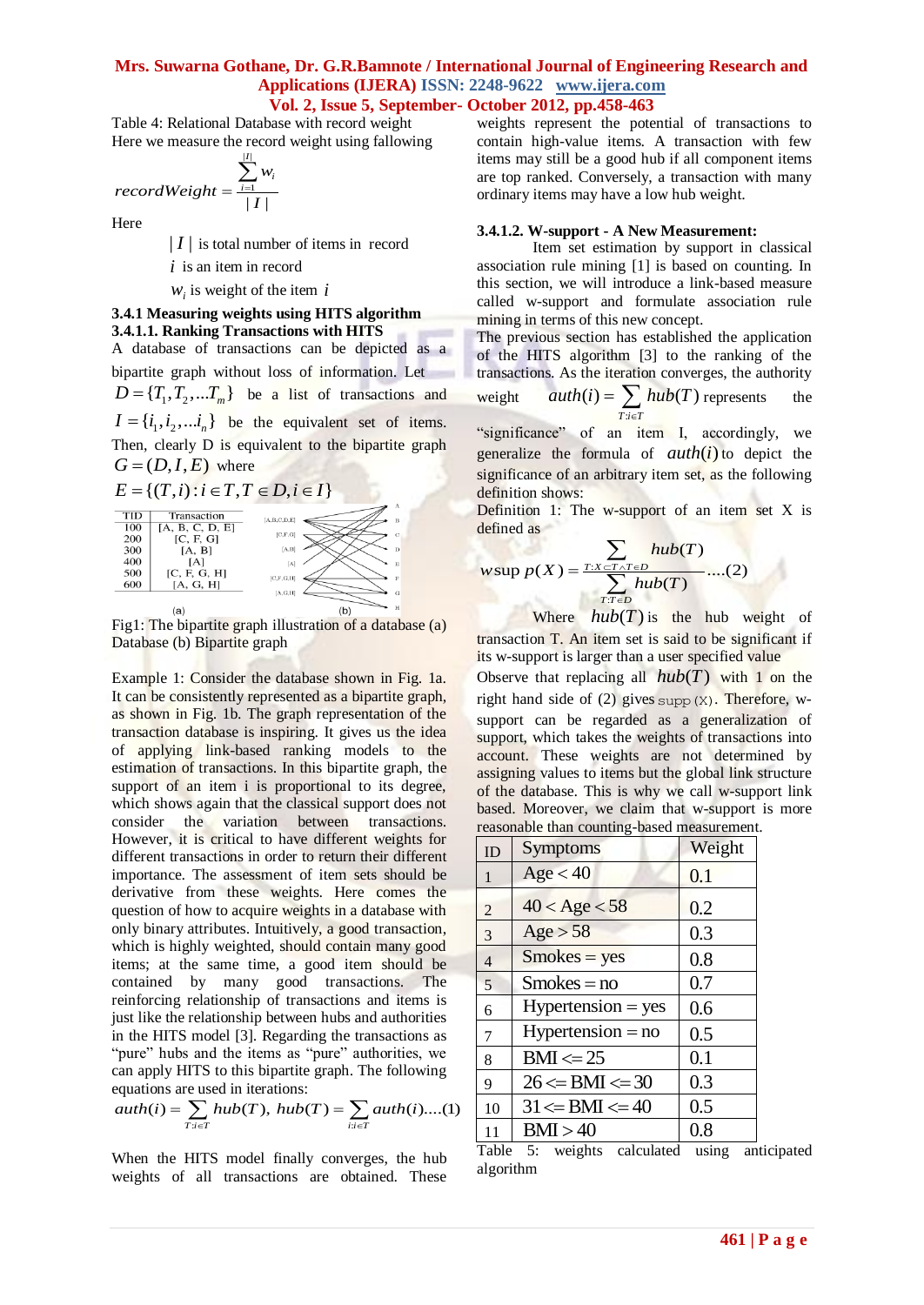Table 4: Relational Database with record weight

Here we measure the record weight using fallowing

$$recordWeight = \frac{\sum_{i=1}^{|I|} w_i}{|I|}$$

Here

$|I|$ is total number of items in record

$i$ is an item in record

$w_i$ is weight of the item $i$

### 3.4.1 Measuring weights using HITS algorithm

#### 3.4.1.1. Ranking Transactions with HITS

A database of transactions can be depicted as a bipartite graph without loss of information. Let $D = \{T_1, T_2, ... T_m\}$ be a list of transactions and $I = \{i_1, i_2, ... i_n\}$ be the equivalent set of items. Then, clearly D is equivalent to the bipartite graph $G = (D, I, E)$ where

$E = \{(T, i) : i \in T, T \in D, i \in I\}$

| TID | Transaction |
|---|---|
| 100 | [A, B, C, D, E] |
| 200 | [C, F, G] |
| 300 | [A, B] |
| 400 | [A] |
| 500 | [C, F, G, H] |
| 600 | [A, G, H] |

Fig1: The bipartite graph illustration of a database (a) Database (b) Bipartite graph

Example 1: Consider the database shown in Fig. 1a. It can be consistently represented as a bipartite graph, as shown in Fig. 1b. The graph representation of the transaction database is inspiring. It gives us the idea of applying link-based ranking models to the estimation of transactions. In this bipartite graph, the support of an item i is proportional to its degree, which shows again that the classical support does not consider the variation between transactions. However, it is critical to have different weights for different transactions in order to return their different importance. The assessment of item sets should be derivative from these weights. Here comes the question of how to acquire weights in a database with only binary attributes. Intuitively, a good transaction, which is highly weighted, should contain many good items; at the same time, a good item should be contained by many good transactions. The reinforcing relationship of transactions and items is just like the relationship between hubs and authorities in the HITS model [3]. Regarding the transactions as "pure" hubs and the items as "pure" authorities, we can apply HITS to this bipartite graph. The following equations are used in iterations:

$$auth(i) = \sum_{T: i \in T} hub(T), \; hub(T) = \sum_{i: i \in T} auth(i) \text{....(1)}$$

When the HITS model finally converges, the hub weights of all transactions are obtained. These weights represent the potential of transactions to contain high-value items. A transaction with few items may still be a good hub if all component items are top ranked. Conversely, a transaction with many ordinary items may have a low hub weight.

#### 3.4.1.2. W-support - A New Measurement:

Item set estimation by support in classical association rule mining [1] is based on counting. In this section, we will introduce a link-based measure called w-support and formulate association rule mining in terms of this new concept.

The previous section has established the application of the HITS algorithm [3] to the ranking of the transactions. As the iteration converges, the authority weight $auth(i) = \sum_{T: i \in T} hub(T)$ represents the "significance" of an item I, accordingly, we generalize the formula of $auth(i)$ to depict the significance of an arbitrary item set, as the following definition shows:

Definition 1: The w-support of an item set X is defined as

$$wsup\, p(X) = \frac{\sum_{T: X \subset T \wedge T \in D} hub(T)}{\sum_{T: T \in D} hub(T)} \text{....(2)}$$

Where $hub(T)$ is the hub weight of transaction T. An item set is said to be significant if its w-support is larger than a user specified value

Observe that replacing all $hub(T)$ with 1 on the right hand side of (2) gives supp (X). Therefore, w-support can be regarded as a generalization of support, which takes the weights of transactions into account. These weights are not determined by assigning values to items but the global link structure of the database. This is why we call w-support link based. Moreover, we claim that w-support is more reasonable than counting-based measurement.

| ID | Symptoms | Weight |
|---|---|---|
| 1 | Age < 40 | 0.1 |
| 2 | 40 < Age < 58 | 0.2 |
| 3 | Age > 58 | 0.3 |
| 4 | Smokes = yes | 0.8 |
| 5 | Smokes = no | 0.7 |
| 6 | Hypertension = yes | 0.6 |
| 7 | Hypertension = no | 0.5 |
| 8 | BMI <= 25 | 0.1 |
| 9 | 26 <= BMI <= 30 | 0.3 |
| 10 | 31 <= BMI <= 40 | 0.5 |
| 11 | BMI > 40 | 0.8 |

Table 5: weights calculated using anticipated algorithm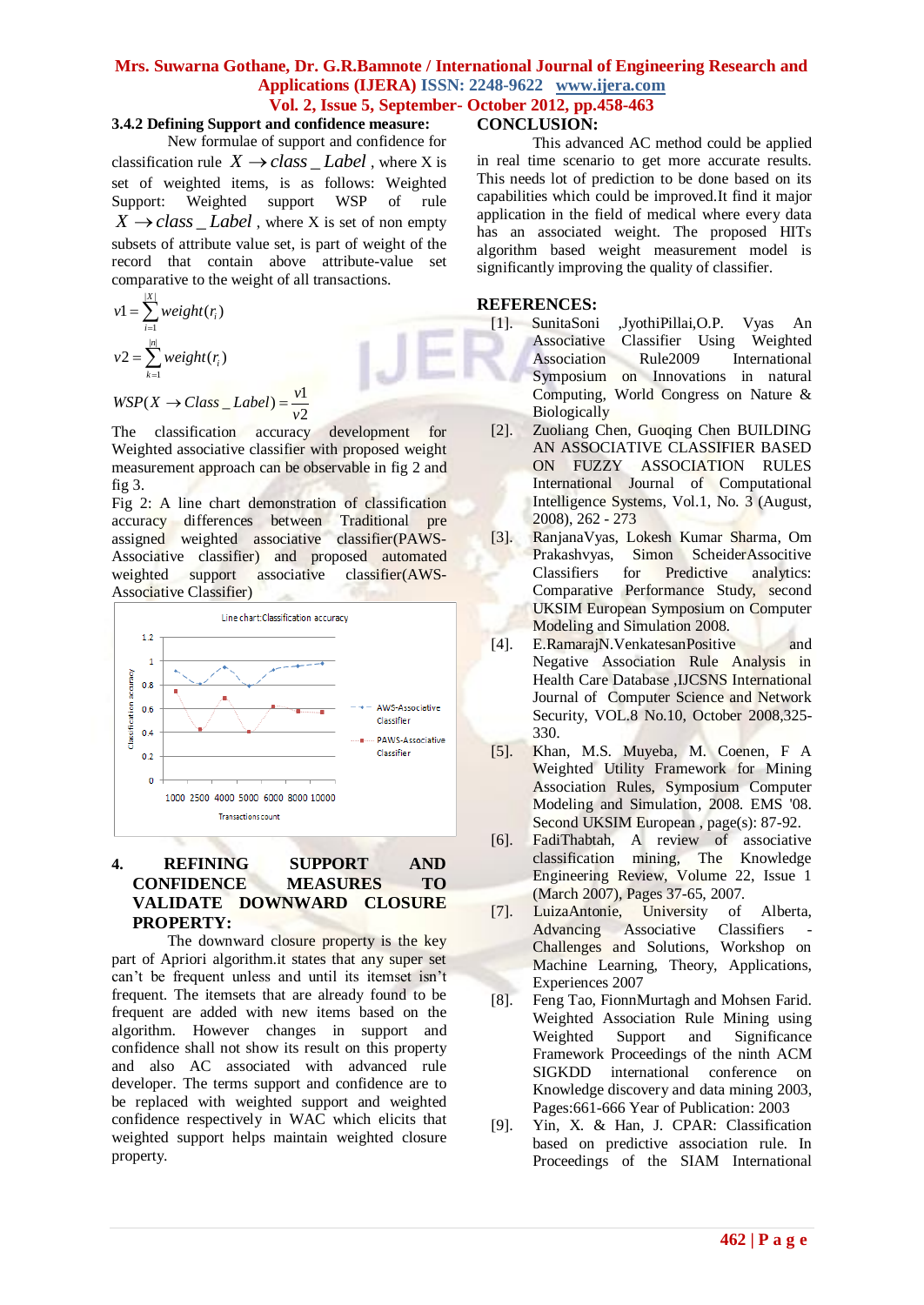### 3.4.2 Defining Support and confidence measure:

New formulae of support and confidence for classification rule $X \rightarrow class\_Label$, where X is set of weighted items, is as follows: Weighted Support: Weighted support WSP of rule $X \rightarrow class\_Label$, where X is set of non empty subsets of attribute value set, is part of weight of the record that contain above attribute-value set comparative to the weight of all transactions.

$$v1 = \sum_{i=1}^{|X|} weight(r_i)$$

$$v2 = \sum_{k=1}^{|n|} weight(r_i)$$

$$WSP(X \rightarrow Class\_Label) = \frac{v1}{v2}$$

The classification accuracy development for Weighted associative classifier with proposed weight measurement approach can be observable in fig 2 and fig 3.

Fig 2: A line chart demonstration of classification accuracy differences between Traditional pre assigned weighted associative classifier(PAWS-Associative classifier) and proposed automated weighted support associative classifier(AWS-Associative Classifier)

## 4. REFINING SUPPORT AND CONFIDENCE MEASURES TO VALIDATE DOWNWARD CLOSURE PROPERTY:

The downward closure property is the key part of Apriori algorithm.it states that any super set can't be frequent unless and until its itemset isn't frequent. The itemsets that are already found to be frequent are added with new items based on the algorithm. However changes in support and confidence shall not show its result on this property and also AC associated with advanced rule developer. The terms support and confidence are to be replaced with weighted support and weighted confidence respectively in WAC which elicits that weighted support helps maintain weighted closure property.

## CONCLUSION:

This advanced AC method could be applied in real time scenario to get more accurate results. This needs lot of prediction to be done based on its capabilities which could be improved.It find it major application in the field of medical where every data has an associated weight. The proposed HITs algorithm based weight measurement model is significantly improving the quality of classifier.

## REFERENCES:

[1]. SunitaSoni ,JyothiPillai,O.P. Vyas An Associative Classifier Using Weighted Association Rule2009 International Symposium on Innovations in natural Computing, World Congress on Nature & Biologically

[2]. Zuoliang Chen, Guoqing Chen BUILDING AN ASSOCIATIVE CLASSIFIER BASED ON FUZZY ASSOCIATION RULES International Journal of Computational Intelligence Systems, Vol.1, No. 3 (August, 2008), 262 - 273

[3]. RanjanaVyas, Lokesh Kumar Sharma, Om Prakashvyas, Simon SchneiderAssocitive Classifiers for Predictive analytics: Comparative Performance Study, second UKSIM European Symposium on Computer Modeling and Simulation 2008.

[4]. E.RamarajN.VenkatesanPositive and Negative Association Rule Analysis in Health Care Database ,IJCSNS International Journal of Computer Science and Network Security, VOL.8 No.10, October 2008,325-330.

[5]. Khan, M.S. Muyeba, M. Coenen, F A Weighted Utility Framework for Mining Association Rules, Symposium Computer Modeling and Simulation, 2008. EMS '08. Second UKSIM European , page(s): 87-92.

[6]. FadiThabtah, A review of associative classification mining, The Knowledge Engineering Review, Volume 22, Issue 1 (March 2007), Pages 37-65, 2007.

[7]. LuizaAntonie, University of Alberta, Advancing Associative Classifiers - Challenges and Solutions, Workshop on Machine Learning, Theory, Applications, Experiences 2007

[8]. Feng Tao, FionnMurtagh and Mohsen Farid. Weighted Association Rule Mining using Weighted Support and Significance Framework Proceedings of the ninth ACM SIGKDD international conference on Knowledge discovery and data mining 2003, Pages:661-666 Year of Publication: 2003

[9]. Yin, X. & Han, J. CPAR: Classification based on predictive association rule. In Proceedings of the SIAM International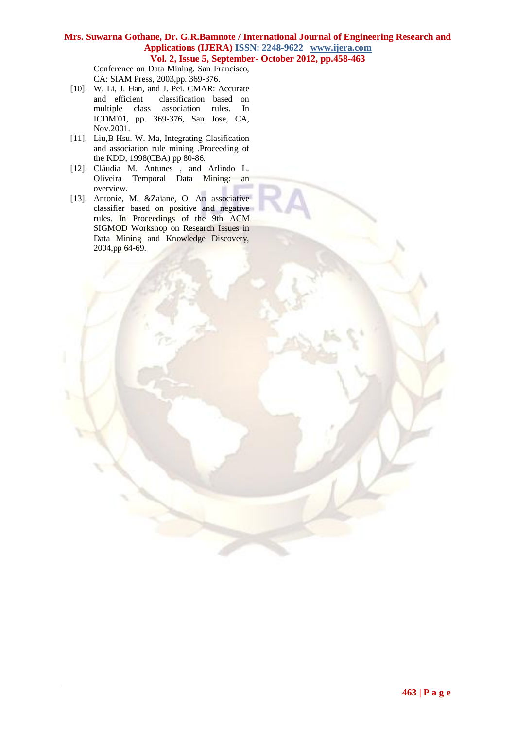Conference on Data Mining. San Francisco, CA: SIAM Press, 2003,pp. 369-376.

[10]. W. Li, J. Han, and J. Pei. CMAR: Accurate and efficient classification based on multiple class association rules. In ICDM'01, pp. 369-376, San Jose, CA, Nov.2001.

[11]. Liu,B Hsu. W. Ma, Integrating Clasification and association rule mining .Proceeding of the KDD, 1998(CBA) pp 80-86.

[12]. Cláudia M. Antunes , and Arlindo L. Oliveira Temporal Data Mining: an overview.

[13]. Antonie, M. &Zaïane, O. An associative classifier based on positive and negative rules. In Proceedings of the 9th ACM SIGMOD Workshop on Research Issues in Data Mining and Knowledge Discovery, 2004,pp 64-69.